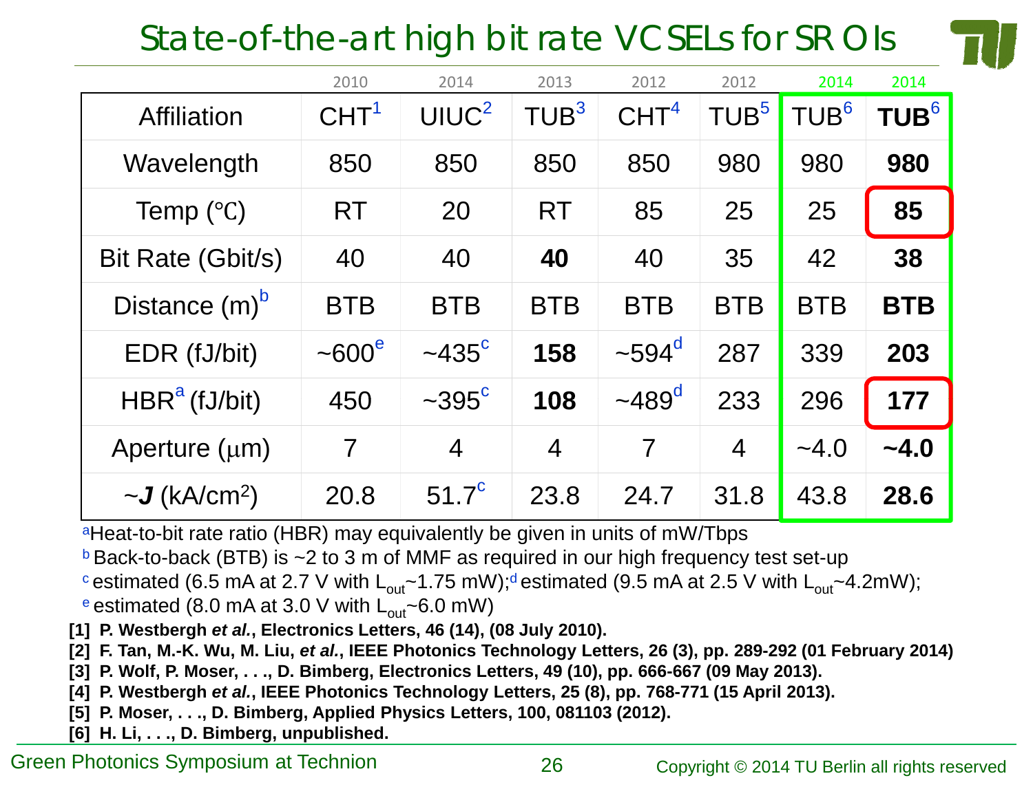# State-of-the-art high bit rate VCSELs for SR OIs

| | 2010 | 2014 | 2013 | 2012 | 2012 | 2014 | 2014 |
|---|---|---|---|---|---|---|---|
| Affiliation | CHT[1] | UIUC[2] | TUB[3] | CHT[4] | TUB[5] | TUB[6] | **TUB[6]** |
| Wavelength | 850 | 850 | 850 | 850 | 980 | 980 | **980** |
| Temp (℃) | RT | 20 | RT | 85 | 25 | 25 | **85** |
| Bit Rate (Gbit/s) | 40 | 40 | **40** | 40 | 35 | 42 | **38** |
| Distance (m)[b] | BTB | BTB | BTB | BTB | BTB | BTB | **BTB** |
| EDR (fJ/bit) | ~600[e] | ~435[c] | **158** | ~594[d] | 287 | 339 | **203** |
| HBR[a] (fJ/bit) | 450 | ~395[c] | **108** | ~489[d] | 233 | 296 | **177** |
| Aperture (μm) | 7 | 4 | 4 | 7 | 4 | ~4.0 | **~4.0** |
| ~***J*** ($kA/cm^2$) | 20.8 | 51.7[c] | 23.8 | 24.7 | 31.8 | 43.8 | **28.6** |

[a] Heat-to-bit rate ratio (HBR) may equivalently be given in units of mW/Tbps

[b] Back-to-back (BTB) is ~2 to 3 m of MMF as required in our high frequency test set-up

[c] estimated (6.5 mA at 2.7 V with $L_{out}$~1.75 mW); [d] estimated (9.5 mA at 2.5 V with $L_{out}$~4.2mW);

[e] estimated (8.0 mA at 3.0 V with $L_{out}$~6.0 mW)

**[1] P. Westbergh *et al.*, Electronics Letters, 46 (14), (08 July 2010).**

**[2] F. Tan, M.-K. Wu, M. Liu, *et al.*, IEEE Photonics Technology Letters, 26 (3), pp. 289-292 (01 February 2014)**

**[3] P. Wolf, P. Moser, . . ., D. Bimberg, Electronics Letters, 49 (10), pp. 666-667 (09 May 2013).**

**[4] P. Westbergh *et al.*, IEEE Photonics Technology Letters, 25 (8), pp. 768-771 (15 April 2013).**

**[5] P. Moser, . . ., D. Bimberg, Applied Physics Letters, 100, 081103 (2012).**

**[6] H. Li, . . ., D. Bimberg, unpublished.**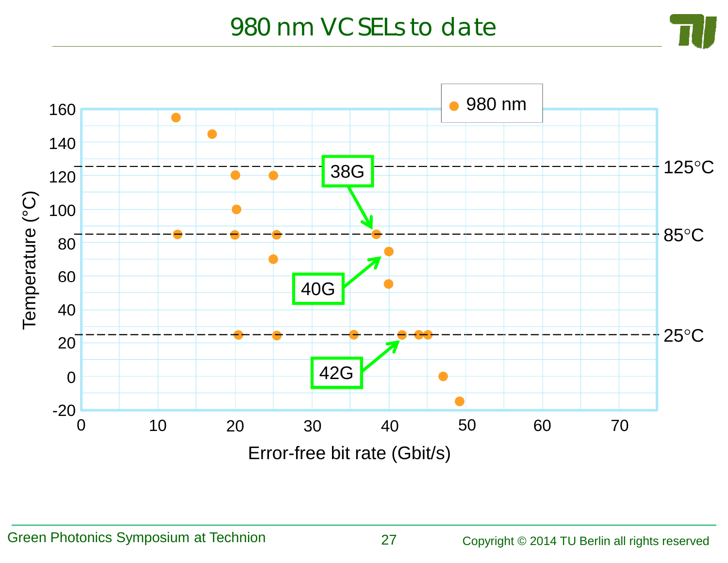# 980 nm VCSELs to date

980 nm

38G

40G

42G

125°C

85°C

25°C

Temperature (°C)

Error-free bit rate (Gbit/s)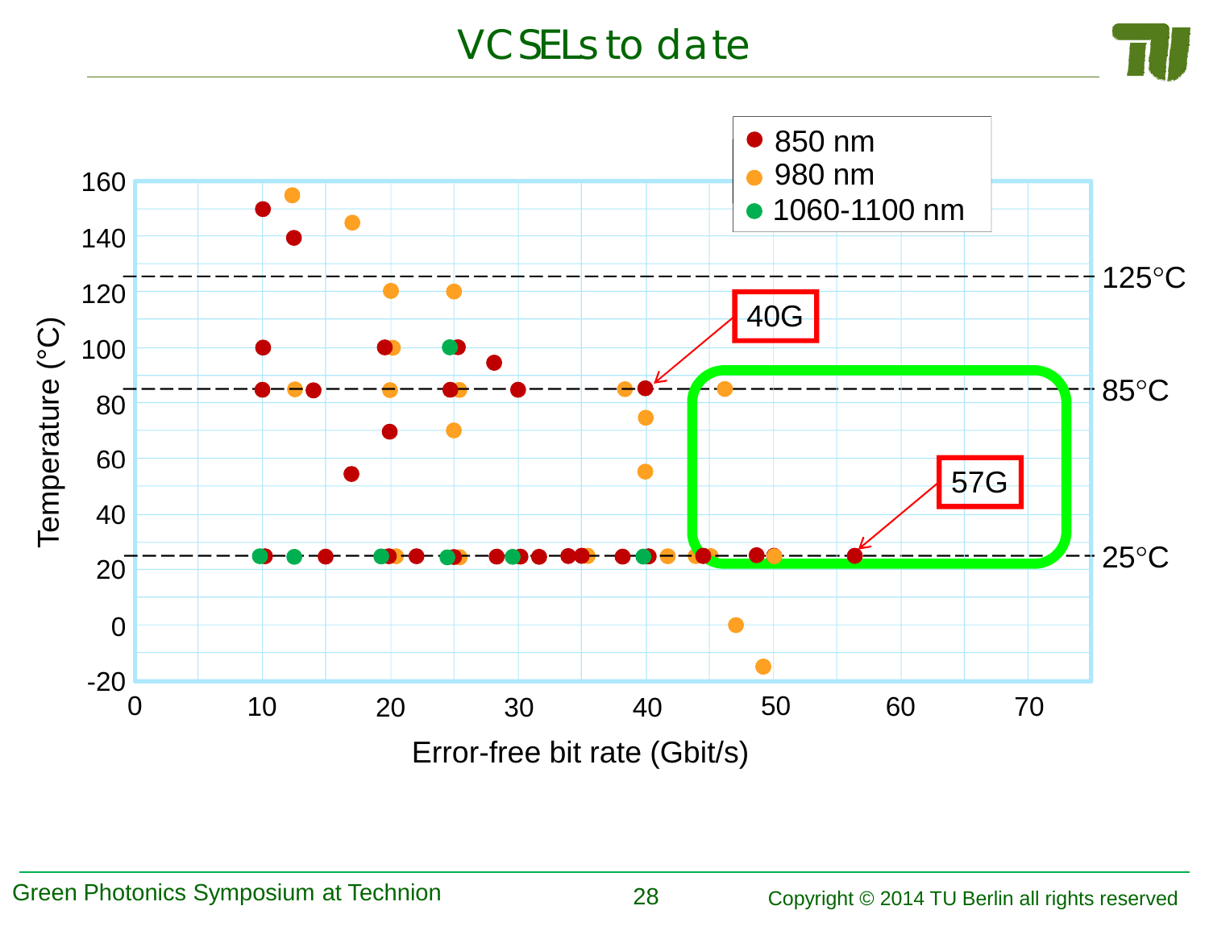# VCSELs to date

- 850 nm
- 980 nm
- 1060-1100 nm

Temperature (°C)

Error-free bit rate (Gbit/s)

125°C

85°C

25°C

40G

57G

Green Photonics Symposium at Technion

Copyright © 2014 TU Berlin all rights reserved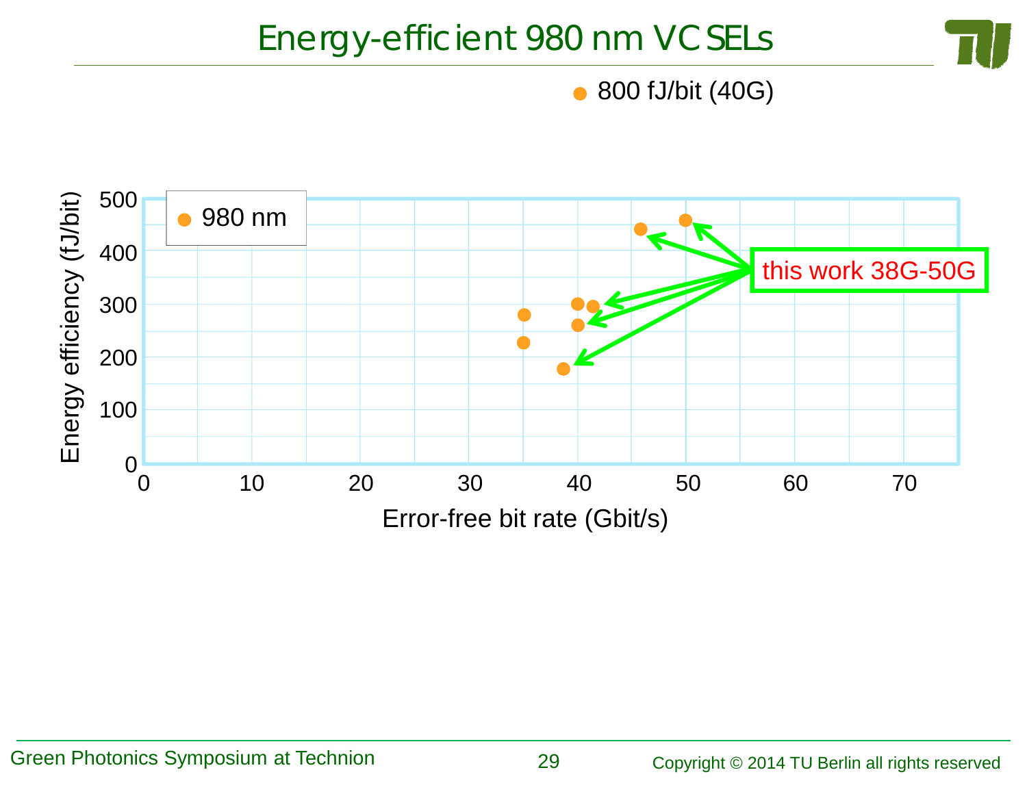# Energy-efficient 980 nm VCSELs

- 800 fJ/bit (40G)

Energy efficiency (fJ/bit)

Error-free bit rate (Gbit/s)

980 nm

this work 38G-50G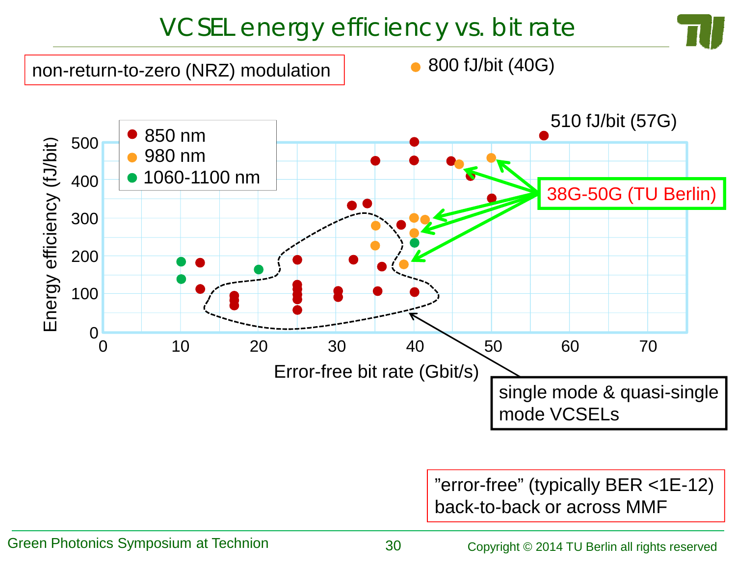# VCSEL energy efficiency vs. bit rate

non-return-to-zero (NRZ) modulation

● 800 fJ/bit (40G)

510 fJ/bit (57G)

Legend:
- 850 nm
- 980 nm
- 1060-1100 nm

38G-50G (TU Berlin)

Energy efficiency (fJ/bit)

Error-free bit rate (Gbit/s)

single mode & quasi-single mode VCSELs

"error-free" (typically BER <1E-12) back-to-back or across MMF

Green Photonics Symposium at Technion

Copyright © 2014 TU Berlin all rights reserved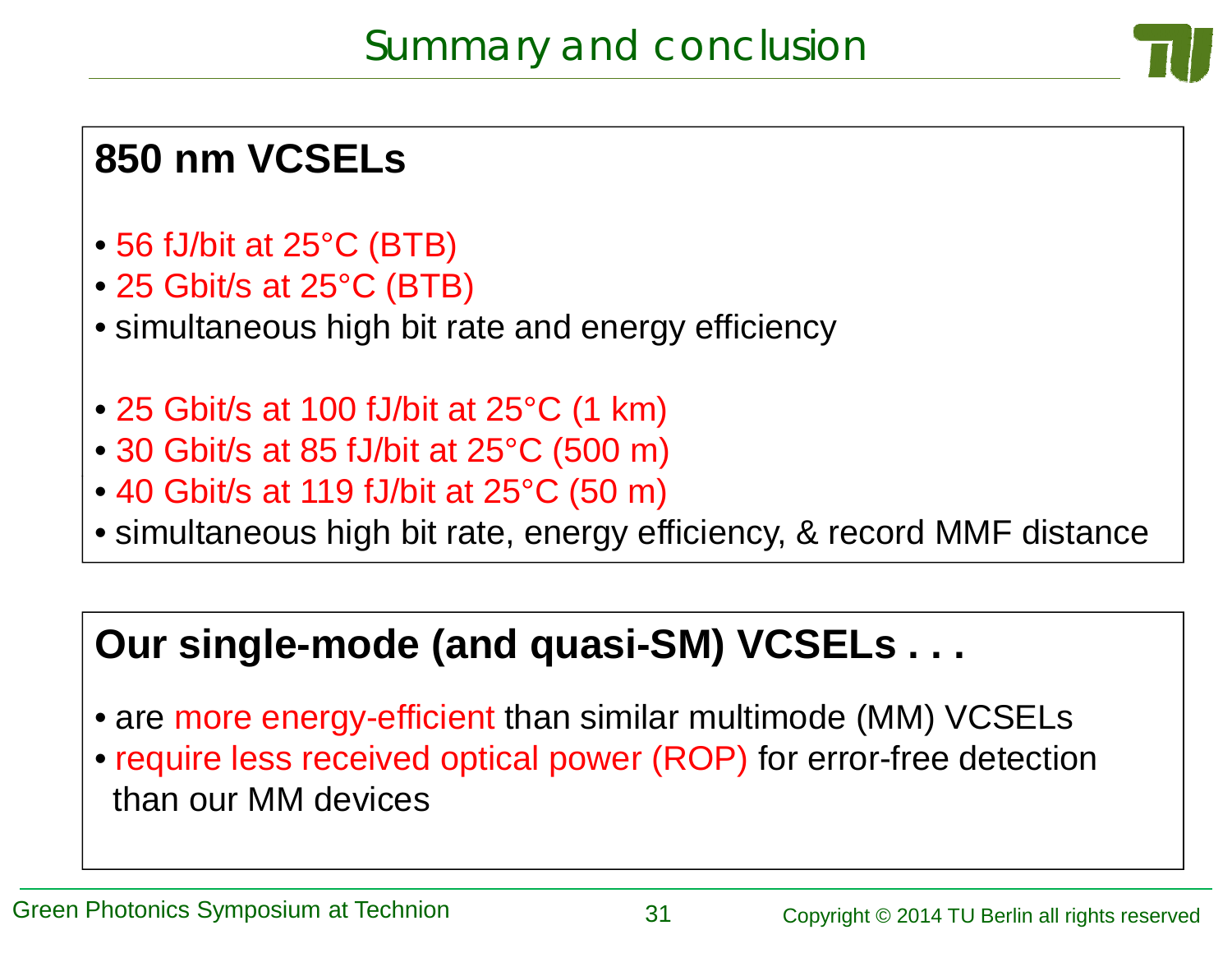# Summary and conclusion

## 850 nm VCSELs

- 56 fJ/bit at 25°C (BTB)
- 25 Gbit/s at 25°C (BTB)
- simultaneous high bit rate and energy efficiency

- 25 Gbit/s at 100 fJ/bit at 25°C (1 km)
- 30 Gbit/s at 85 fJ/bit at 25°C (500 m)
- 40 Gbit/s at 119 fJ/bit at 25°C (50 m)
- simultaneous high bit rate, energy efficiency, & record MMF distance

## Our single-mode (and quasi-SM) VCSELs . . .

- are more energy-efficient than similar multimode (MM) VCSELs
- require less received optical power (ROP) for error-free detection than our MM devices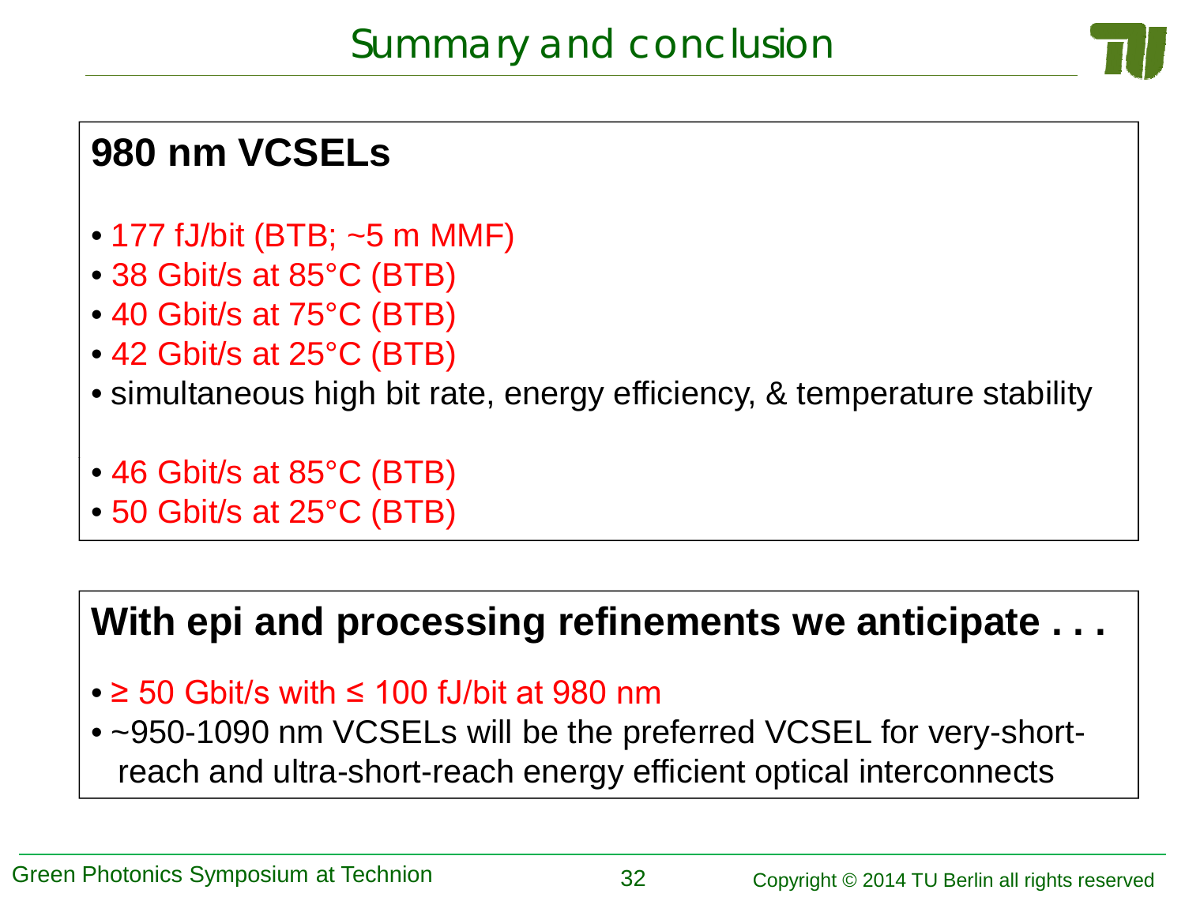# Summary and conclusion

## 980 nm VCSELs

- 177 fJ/bit (BTB; ~5 m MMF)
- 38 Gbit/s at 85°C (BTB)
- 40 Gbit/s at 75°C (BTB)
- 42 Gbit/s at 25°C (BTB)
- simultaneous high bit rate, energy efficiency, & temperature stability

- 46 Gbit/s at 85°C (BTB)
- 50 Gbit/s at 25°C (BTB)

## With epi and processing refinements we anticipate . . .

- ≥ 50 Gbit/s with ≤ 100 fJ/bit at 980 nm
- ~950-1090 nm VCSELs will be the preferred VCSEL for very-short-reach and ultra-short-reach energy efficient optical interconnects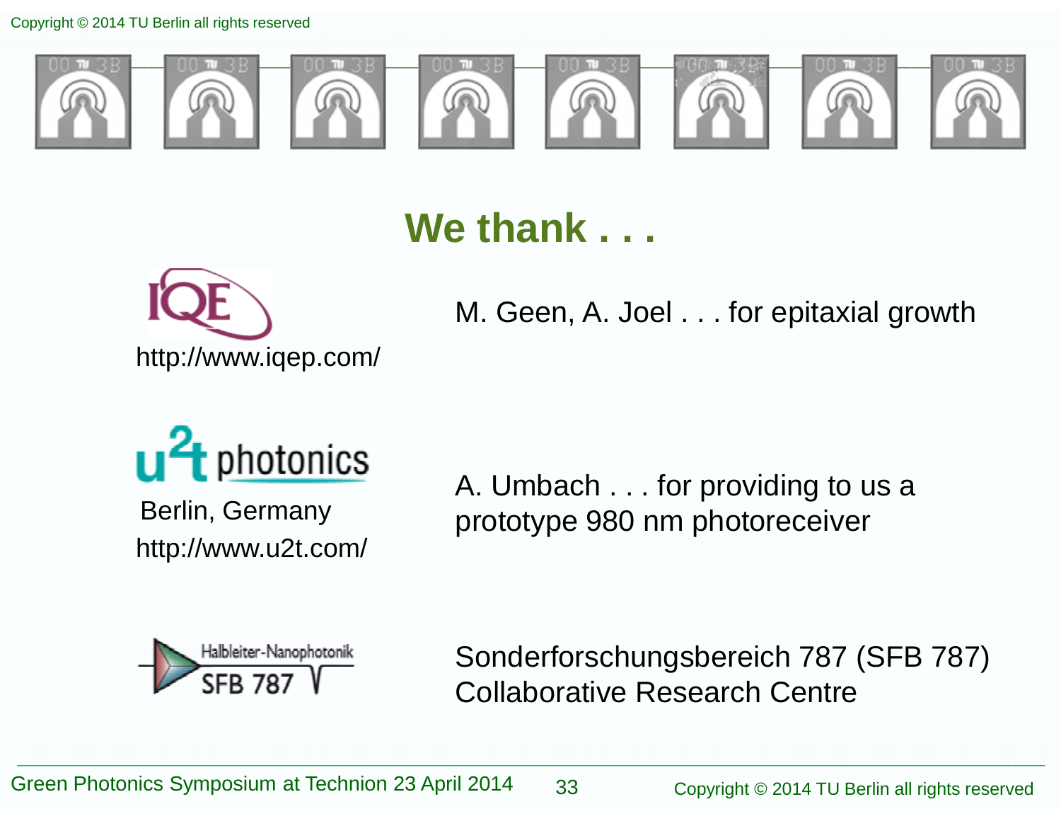# We thank . . .

IQE
http://www.iqep.com/

M. Geen, A. Joel . . . for epitaxial growth

u2t photonics
Berlin, Germany
http://www.u2t.com/

A. Umbach . . . for providing to us a prototype 980 nm photoreceiver

Halbleiter-Nanophotonik SFB 787

Sonderforschungsbereich 787 (SFB 787)
Collaborative Research Centre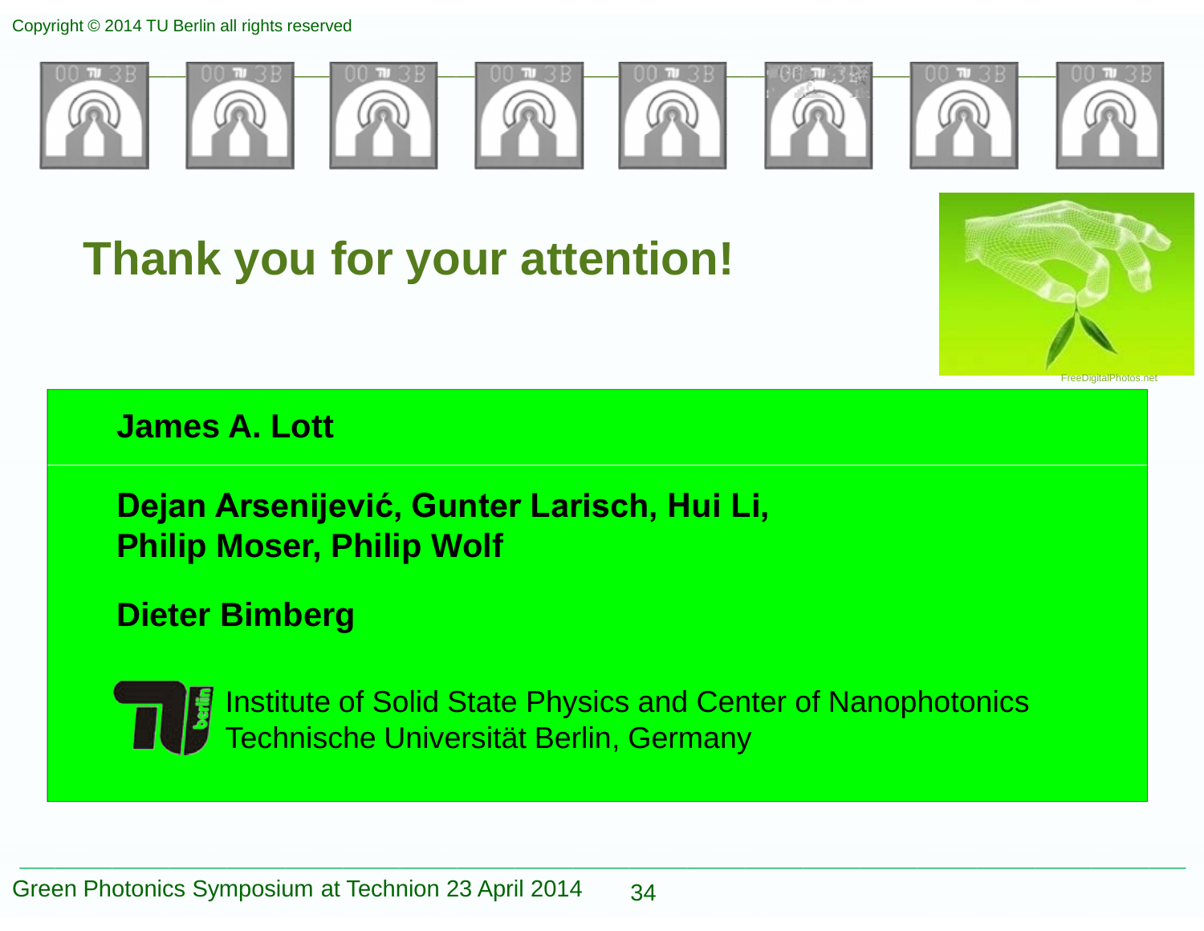Copyright © 2014 TU Berlin all rights reserved

# Thank you for your attention!

FreeDigitalPhotos.net

**James A. Lott**

**Dejan Arsenijević, Gunter Larisch, Hui Li,**
**Philip Moser, Philip Wolf**

**Dieter Bimberg**

Institute of Solid State Physics and Center of Nanophotonics
Technische Universität Berlin, Germany

Green Photonics Symposium at Technion 23 April 2014